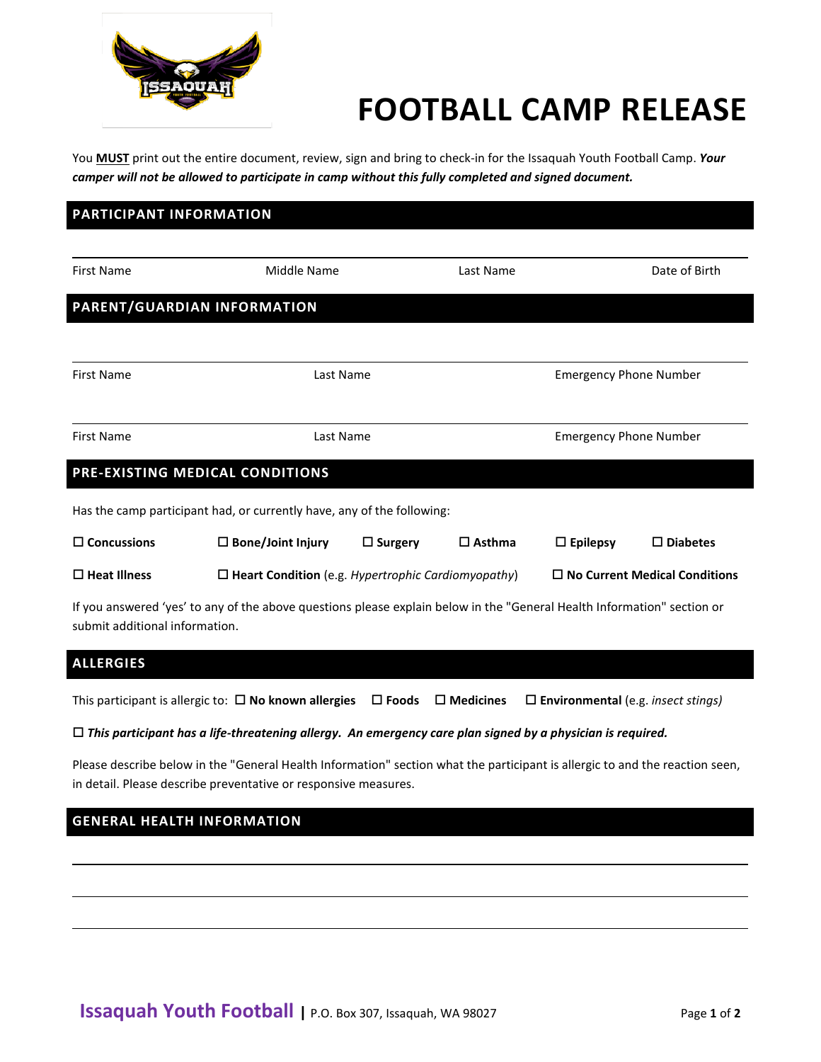# FOOTBALL CAMP RELEASE

You **MUST** print out the entire document, review, sign and bring to check-in for the Issaquah Youth Football Camp. ***Your camper will not be allowed to participate in camp without this fully completed and signed document.***

## PARTICIPANT INFORMATION

| First Name | Middle Name | Last Name | Date of Birth |
|---|---|---|---|
| | | | |

## PARENT/GUARDIAN INFORMATION

| First Name | Last Name | Emergency Phone Number |
|---|---|---|
| | | |
| First Name | Last Name | Emergency Phone Number |

## PRE-EXISTING MEDICAL CONDITIONS

Has the camp participant had, or currently have, any of the following:

☐ **Concussions** ☐ **Bone/Joint Injury** ☐ **Surgery** ☐ **Asthma** ☐ **Epilepsy** ☐ **Diabetes**

☐ **Heat Illness** ☐ **Heart Condition** (e.g. *Hypertrophic Cardiomyopathy*) ☐ **No Current Medical Conditions**

If you answered 'yes' to any of the above questions please explain below in the "General Health Information" section or submit additional information.

## ALLERGIES

This participant is allergic to: ☐ **No known allergies** ☐ **Foods** ☐ **Medicines** ☐ **Environmental** (e.g. *insect stings)*

☐ ***This participant has a life-threatening allergy. An emergency care plan signed by a physician is required.***

Please describe below in the "General Health Information" section what the participant is allergic to and the reaction seen, in detail. Please describe preventative or responsive measures.

## GENERAL HEALTH INFORMATION

\_\_\_\_\_\_\_\_\_\_\_\_\_\_\_\_\_\_\_\_\_\_\_\_\_\_\_\_\_\_\_\_\_\_\_\_\_\_\_\_\_\_\_\_\_\_\_\_

\_\_\_\_\_\_\_\_\_\_\_\_\_\_\_\_\_\_\_\_\_\_\_\_\_\_\_\_\_\_\_\_\_\_\_\_\_\_\_\_\_\_\_\_\_\_\_\_

\_\_\_\_\_\_\_\_\_\_\_\_\_\_\_\_\_\_\_\_\_\_\_\_\_\_\_\_\_\_\_\_\_\_\_\_\_\_\_\_\_\_\_\_\_\_\_\_

**Issaquah Youth Football** | P.O. Box 307, Issaquah, WA 98027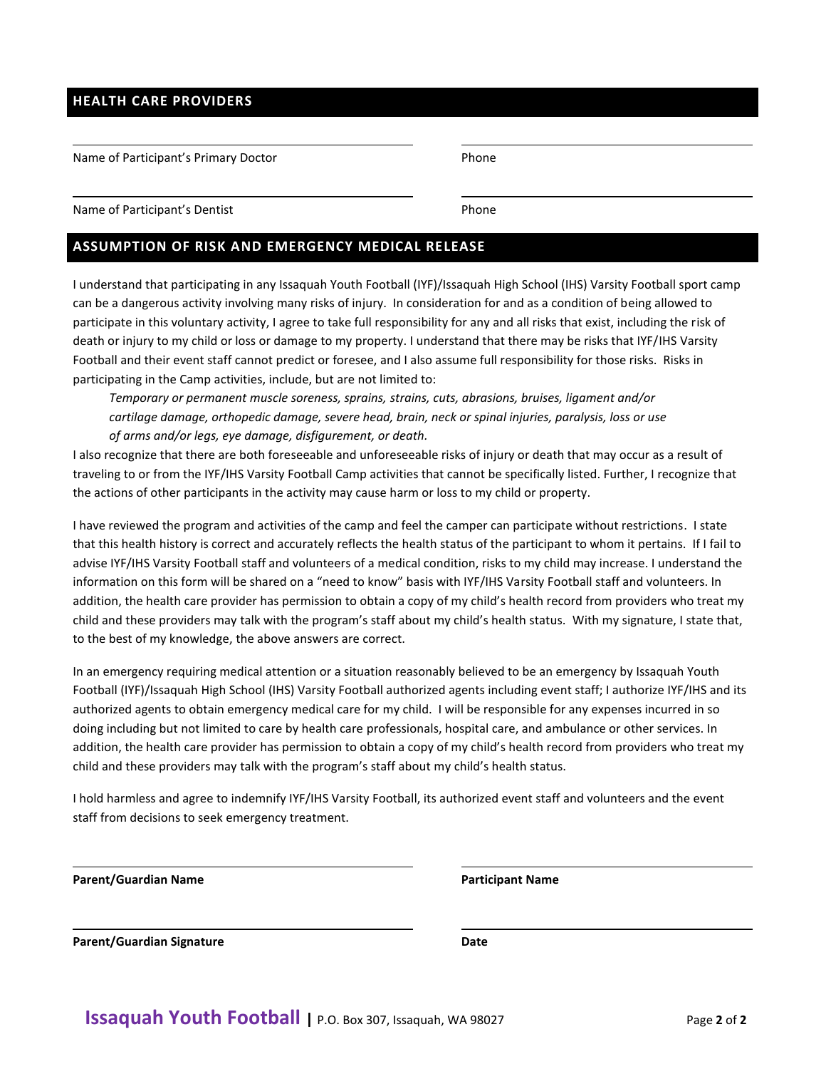## HEALTH CARE PROVIDERS

| | |
|---|---|
| Name of Participant's Primary Doctor | Phone |
| Name of Participant's Dentist | Phone |

## ASSUMPTION OF RISK AND EMERGENCY MEDICAL RELEASE

I understand that participating in any Issaquah Youth Football (IYF)/Issaquah High School (IHS) Varsity Football sport camp can be a dangerous activity involving many risks of injury. In consideration for and as a condition of being allowed to participate in this voluntary activity, I agree to take full responsibility for any and all risks that exist, including the risk of death or injury to my child or loss or damage to my property. I understand that there may be risks that IYF/IHS Varsity Football and their event staff cannot predict or foresee, and I also assume full responsibility for those risks. Risks in participating in the Camp activities, include, but are not limited to:

> *Temporary or permanent muscle soreness, sprains, strains, cuts, abrasions, bruises, ligament and/or cartilage damage, orthopedic damage, severe head, brain, neck or spinal injuries, paralysis, loss or use of arms and/or legs, eye damage, disfigurement, or death.*

I also recognize that there are both foreseeable and unforeseeable risks of injury or death that may occur as a result of traveling to or from the IYF/IHS Varsity Football Camp activities that cannot be specifically listed. Further, I recognize that the actions of other participants in the activity may cause harm or loss to my child or property.

I have reviewed the program and activities of the camp and feel the camper can participate without restrictions. I state that this health history is correct and accurately reflects the health status of the participant to whom it pertains. If I fail to advise IYF/IHS Varsity Football staff and volunteers of a medical condition, risks to my child may increase. I understand the information on this form will be shared on a "need to know" basis with IYF/IHS Varsity Football staff and volunteers. In addition, the health care provider has permission to obtain a copy of my child's health record from providers who treat my child and these providers may talk with the program's staff about my child's health status. With my signature, I state that, to the best of my knowledge, the above answers are correct.

In an emergency requiring medical attention or a situation reasonably believed to be an emergency by Issaquah Youth Football (IYF)/Issaquah High School (IHS) Varsity Football authorized agents including event staff; I authorize IYF/IHS and its authorized agents to obtain emergency medical care for my child. I will be responsible for any expenses incurred in so doing including but not limited to care by health care professionals, hospital care, and ambulance or other services. In addition, the health care provider has permission to obtain a copy of my child's health record from providers who treat my child and these providers may talk with the program's staff about my child's health status.

I hold harmless and agree to indemnify IYF/IHS Varsity Football, its authorized event staff and volunteers and the event staff from decisions to seek emergency treatment.

| | |
|---|---|
| **Parent/Guardian Name** | **Participant Name** |
| **Parent/Guardian Signature** | **Date** |

**Issaquah Youth Football** | P.O. Box 307, Issaquah, WA 98027